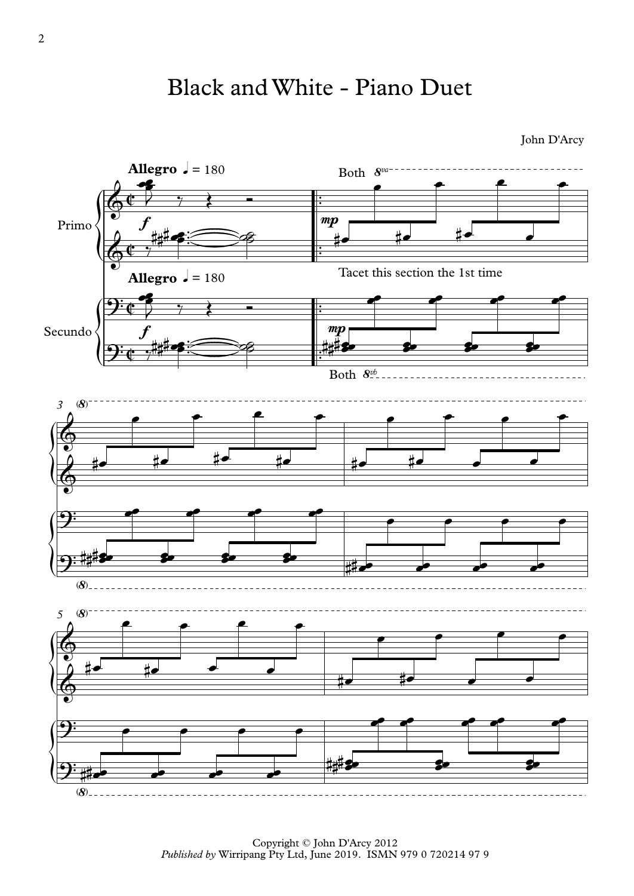# Black and White - Piano Duet

John D'Arcy

Copyright © John D'Arcy 2012
*Published by* Wirripang Pty Ltd, June 2019. ISMN 979 0 720214 97 9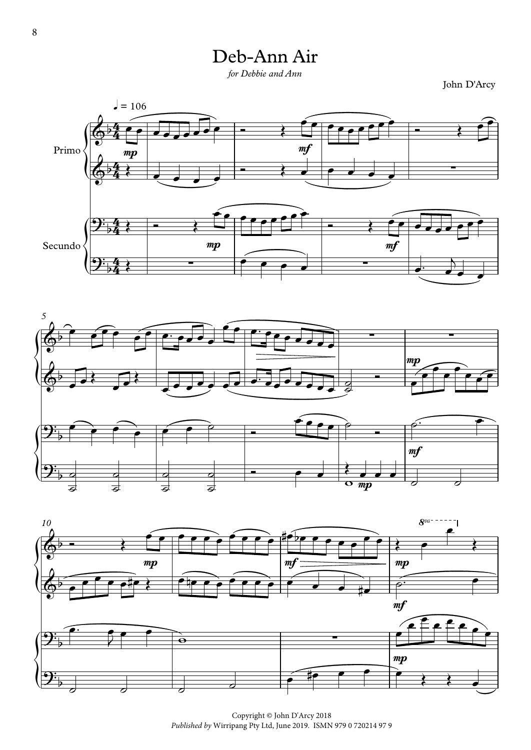# Deb-Ann Air

*for Debbie and Ann*

John D'Arcy

Copyright © John D'Arcy 2018
*Published by* Wirripang Pty Ltd, June 2019. ISMN 979 0 720214 97 9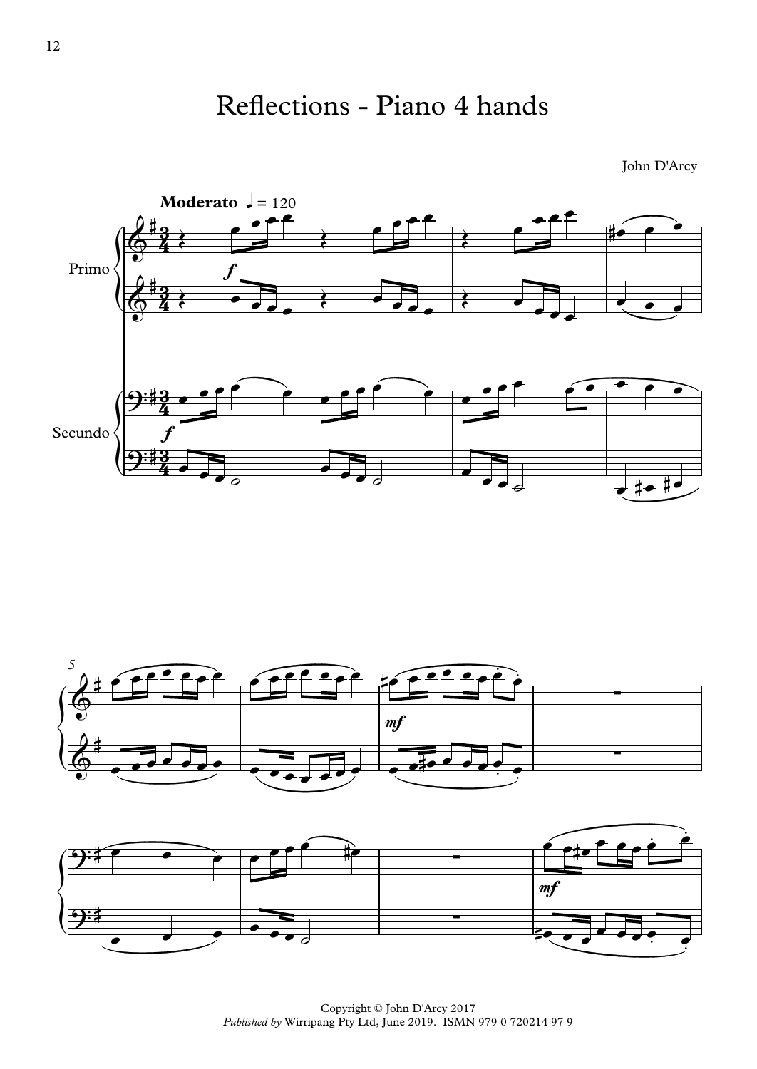# Reflections - Piano 4 hands

John D'Arcy

**Moderato** ♩ = 120

Primo

Secundo

Copyright © John D'Arcy 2017
*Published by* Wirripang Pty Ltd, June 2019. ISMN 979 0 720214 97 9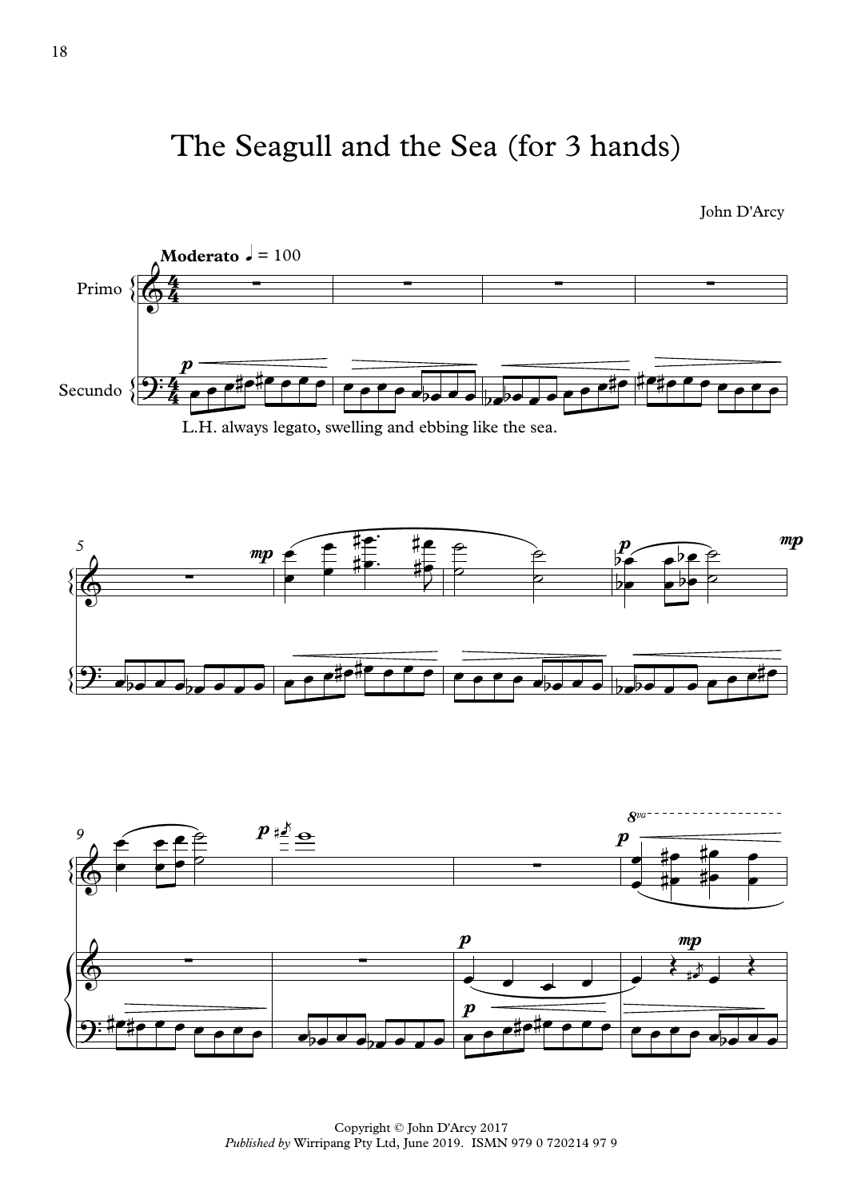# The Seagull and the Sea (for 3 hands)

John D'Arcy

**Moderato** ♩ = 100

Primo

Secundo

L.H. always legato, swelling and ebbing like the sea.

Copyright © John D'Arcy 2017
*Published by* Wirripang Pty Ltd, June 2019. ISMN 979 0 720214 97 9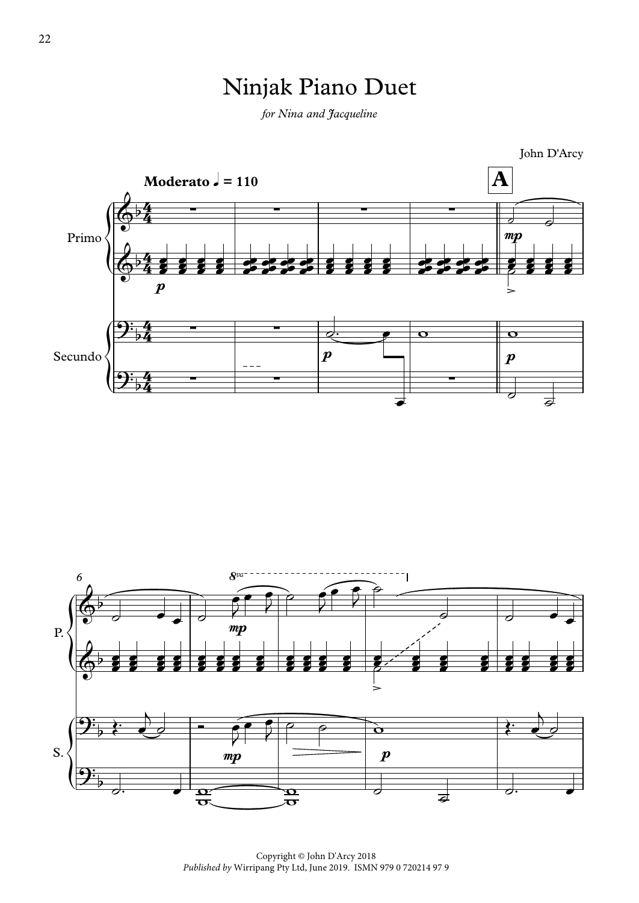# Ninjak Piano Duet

*for Nina and Jacqueline*

John D'Arcy

Copyright © John D'Arcy 2018
*Published by* Wirripang Pty Ltd, June 2019. ISMN 979 0 720214 97 9